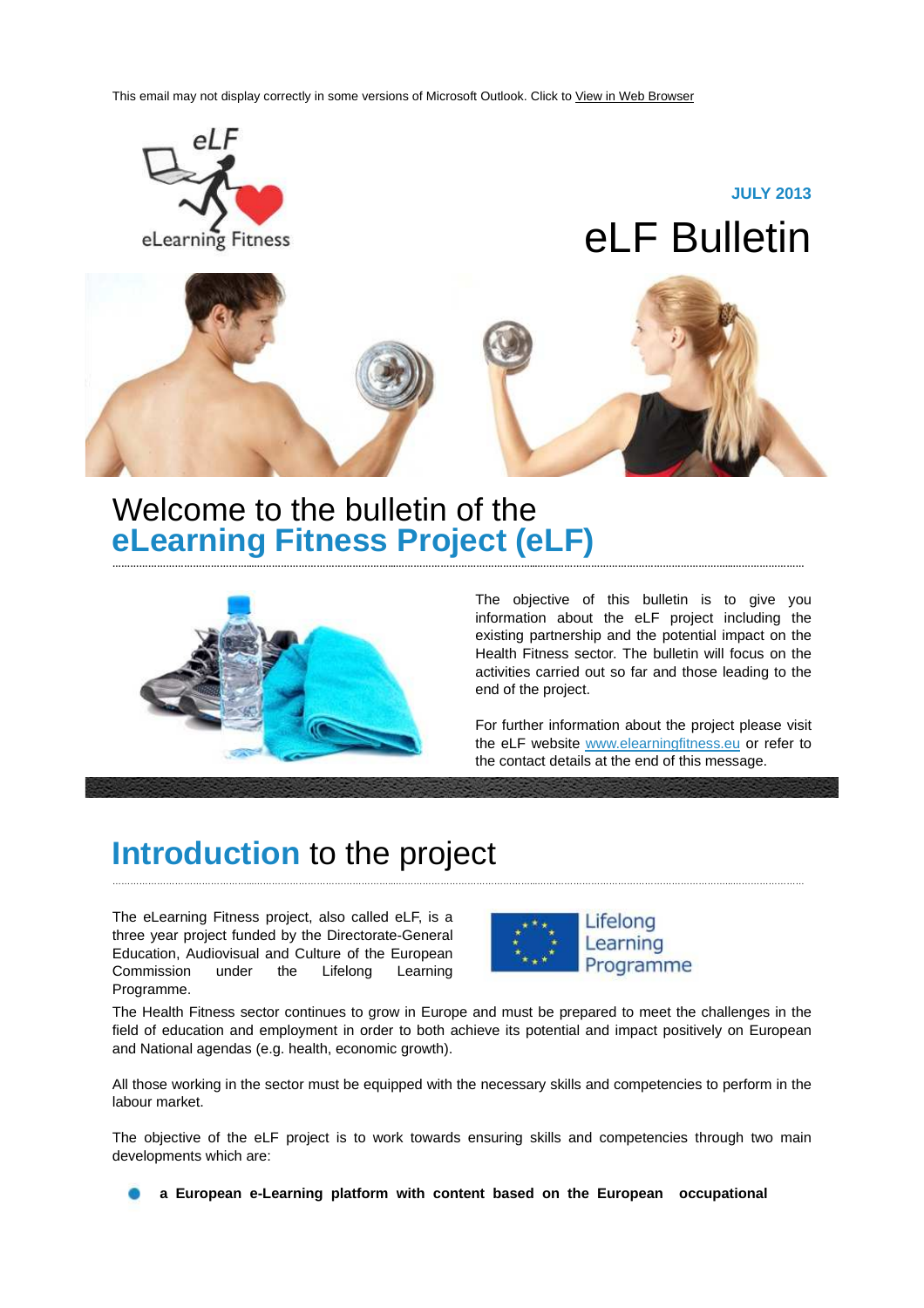This email may not display correctly in some versions of Microsoft Outlook. Click to View in Web Browser

eLF

eLearning Fitness

**JULY 2013**

# eLF Bulletin

## Welcome to the bulletin of the **eLearning Fitness Project (eLF)**

The objective of this bulletin is to give you information about the eLF project including the existing partnership and the potential impact on the Health Fitness sector. The bulletin will focus on the activities carried out so far and those leading to the end of the project.

For further information about the project please visit the eLF website www.elearningfitness.eu or refer to the contact details at the end of this message.

## **Introduction** to the project

The eLearning Fitness project, also called eLF, is a three year project funded by the Directorate-General Education, Audiovisual and Culture of the European Commission under the Lifelong Learning Programme.

Lifelong Learning Programme

The Health Fitness sector continues to grow in Europe and must be prepared to meet the challenges in the field of education and employment in order to both achieve its potential and impact positively on European and National agendas (e.g. health, economic growth).

All those working in the sector must be equipped with the necessary skills and competencies to perform in the labour market.

The objective of the eLF project is to work towards ensuring skills and competencies through two main developments which are:

- **a European e-Learning platform with content based on the European occupational**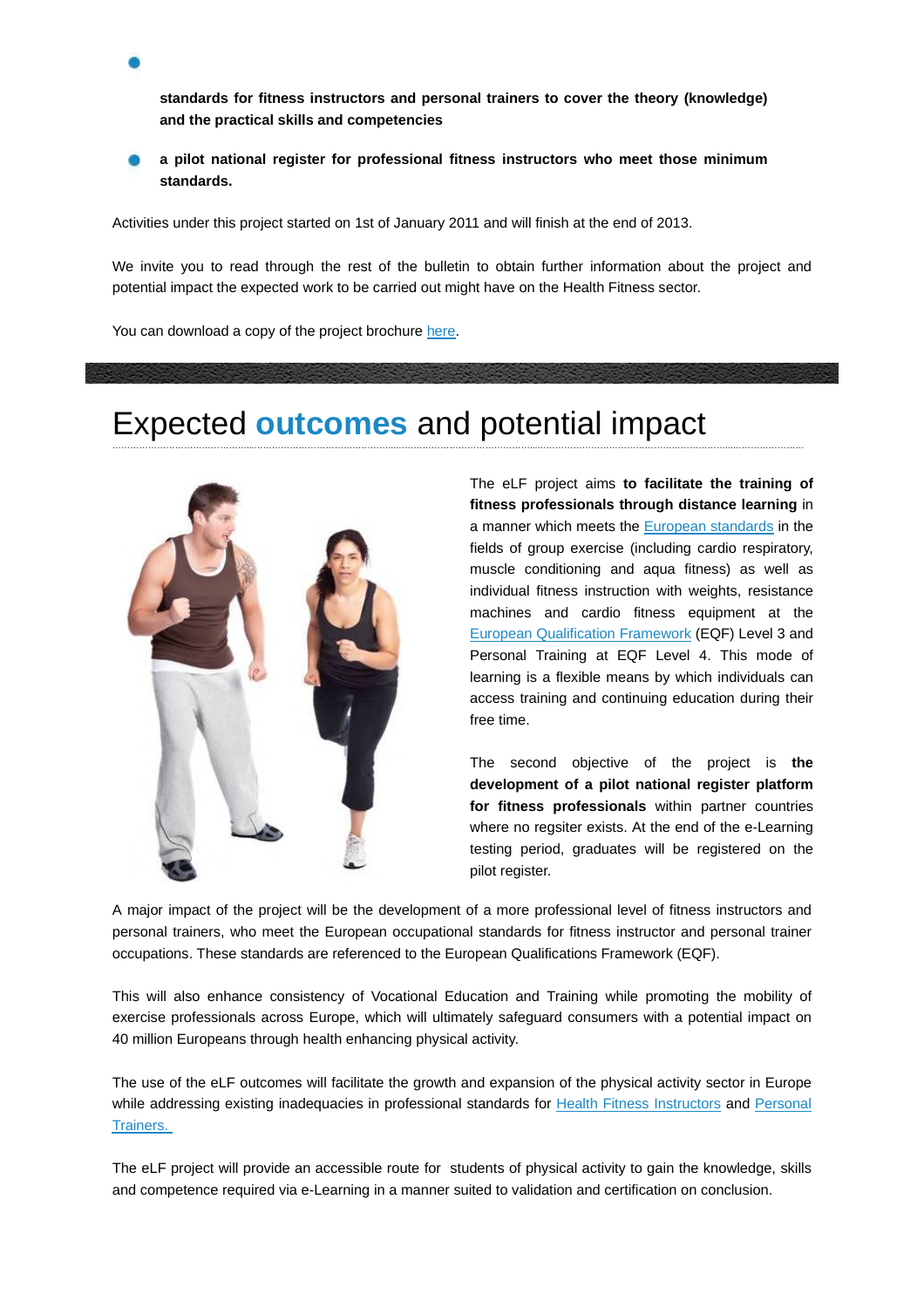- standards for fitness instructors and personal trainers to cover the theory (knowledge) and the practical skills and competencies

- **a pilot national register for professional fitness instructors who meet those minimum standards.**

Activities under this project started on 1st of January 2011 and will finish at the end of 2013.

We invite you to read through the rest of the bulletin to obtain further information about the project and potential impact the expected work to be carried out might have on the Health Fitness sector.

You can download a copy of the project brochure here.

# Expected **outcomes** and potential impact

The eLF project aims **to facilitate the training of fitness professionals through distance learning** in a manner which meets the European standards in the fields of group exercise (including cardio respiratory, muscle conditioning and aqua fitness) as well as individual fitness instruction with weights, resistance machines and cardio fitness equipment at the European Qualification Framework (EQF) Level 3 and Personal Training at EQF Level 4. This mode of learning is a flexible means by which individuals can access training and continuing education during their free time.

The second objective of the project is **the development of a pilot national register platform for fitness professionals** within partner countries where no regsiter exists. At the end of the e-Learning testing period, graduates will be registered on the pilot register.

A major impact of the project will be the development of a more professional level of fitness instructors and personal trainers, who meet the European occupational standards for fitness instructor and personal trainer occupations. These standards are referenced to the European Qualifications Framework (EQF).

This will also enhance consistency of Vocational Education and Training while promoting the mobility of exercise professionals across Europe, which will ultimately safeguard consumers with a potential impact on 40 million Europeans through health enhancing physical activity.

The use of the eLF outcomes will facilitate the growth and expansion of the physical activity sector in Europe while addressing existing inadequacies in professional standards for Health Fitness Instructors and Personal Trainers.

The eLF project will provide an accessible route for students of physical activity to gain the knowledge, skills and competence required via e-Learning in a manner suited to validation and certification on conclusion.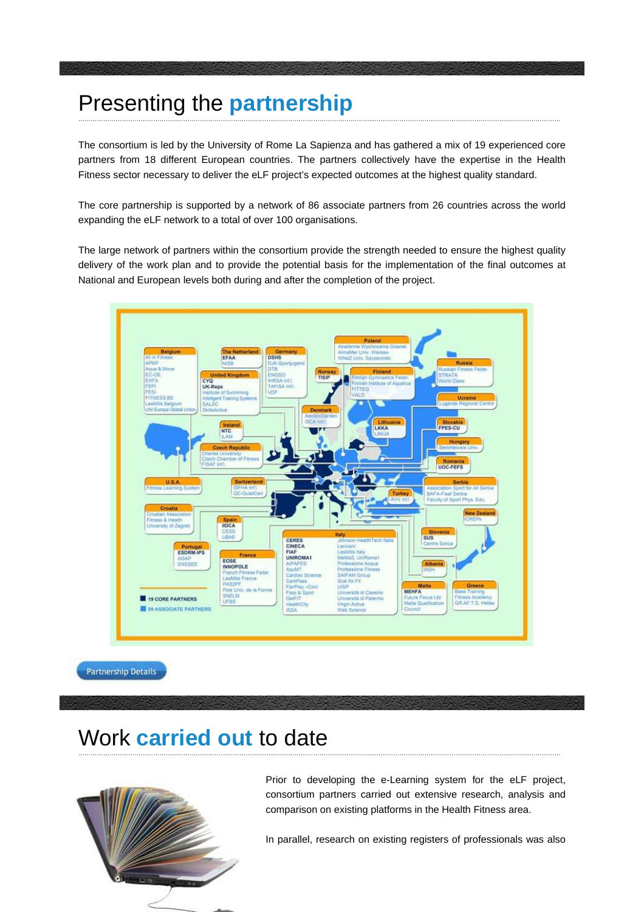# Presenting the **partnership**

The consortium is led by the University of Rome La Sapienza and has gathered a mix of 19 experienced core partners from 18 different European countries. The partners collectively have the expertise in the Health Fitness sector necessary to deliver the eLF project's expected outcomes at the highest quality standard.

The core partnership is supported by a network of 86 associate partners from 26 countries across the world expanding the eLF network to a total of over 100 organisations.

The large network of partners within the consortium provide the strength needed to ensure the highest quality delivery of the work plan and to provide the potential basis for the implementation of the final outcomes at National and European levels both during and after the completion of the project.

Partnership Details

# Work **carried out** to date

Prior to developing the e-Learning system for the eLF project, consortium partners carried out extensive research, analysis and comparison on existing platforms in the Health Fitness area.

In parallel, research on existing registers of professionals was also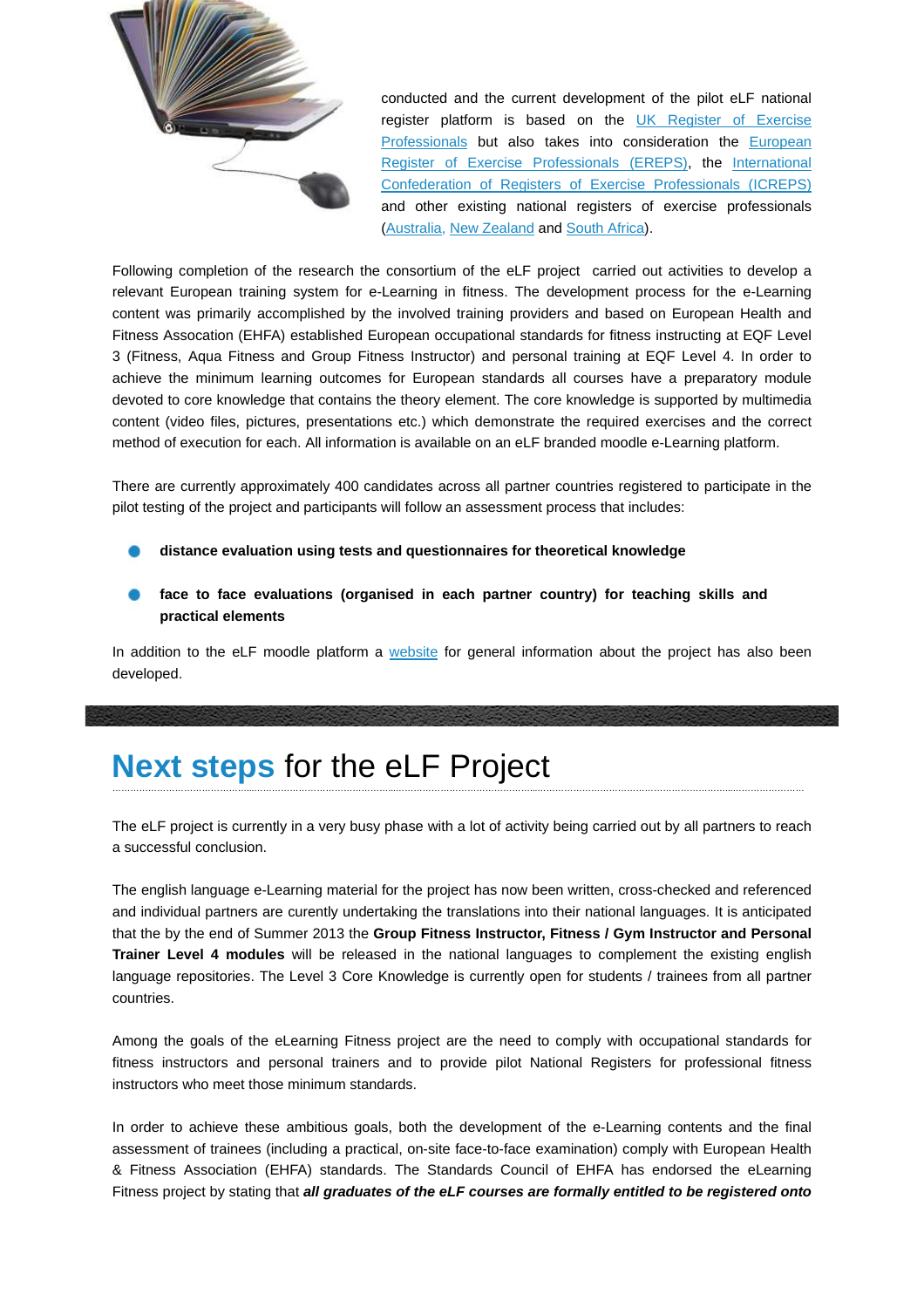conducted and the current development of the pilot eLF national register platform is based on the UK Register of Exercise Professionals but also takes into consideration the European Register of Exercise Professionals (EREPS), the International Confederation of Registers of Exercise Professionals (ICREPS) and other existing national registers of exercise professionals (Australia, New Zealand and South Africa).

Following completion of the research the consortium of the eLF project carried out activities to develop a relevant European training system for e-Learning in fitness. The development process for the e-Learning content was primarily accomplished by the involved training providers and based on European Health and Fitness Assocation (EHFA) established European occupational standards for fitness instructing at EQF Level 3 (Fitness, Aqua Fitness and Group Fitness Instructor) and personal training at EQF Level 4. In order to achieve the minimum learning outcomes for European standards all courses have a preparatory module devoted to core knowledge that contains the theory element. The core knowledge is supported by multimedia content (video files, pictures, presentations etc.) which demonstrate the required exercises and the correct method of execution for each. All information is available on an eLF branded moodle e-Learning platform.

There are currently approximately 400 candidates across all partner countries registered to participate in the pilot testing of the project and participants will follow an assessment process that includes:

- **distance evaluation using tests and questionnaires for theoretical knowledge**
- **face to face evaluations (organised in each partner country) for teaching skills and practical elements**

In addition to the eLF moodle platform a website for general information about the project has also been developed.

# **Next steps** for the eLF Project

The eLF project is currently in a very busy phase with a lot of activity being carried out by all partners to reach a successful conclusion.

The english language e-Learning material for the project has now been written, cross-checked and referenced and individual partners are currently undertaking the translations into their national languages. It is anticipated that the by the end of Summer 2013 the **Group Fitness Instructor, Fitness / Gym Instructor and Personal Trainer Level 4 modules** will be released in the national languages to complement the existing english language repositories. The Level 3 Core Knowledge is currently open for students / trainees from all partner countries.

Among the goals of the eLearning Fitness project are the need to comply with occupational standards for fitness instructors and personal trainers and to provide pilot National Registers for professional fitness instructors who meet those minimum standards.

In order to achieve these ambitious goals, both the development of the e-Learning contents and the final assessment of trainees (including a practical, on-site face-to-face examination) comply with European Health & Fitness Association (EHFA) standards. The Standards Council of EHFA has endorsed the eLearning Fitness project by stating that ***all graduates of the eLF courses are formally entitled to be registered onto***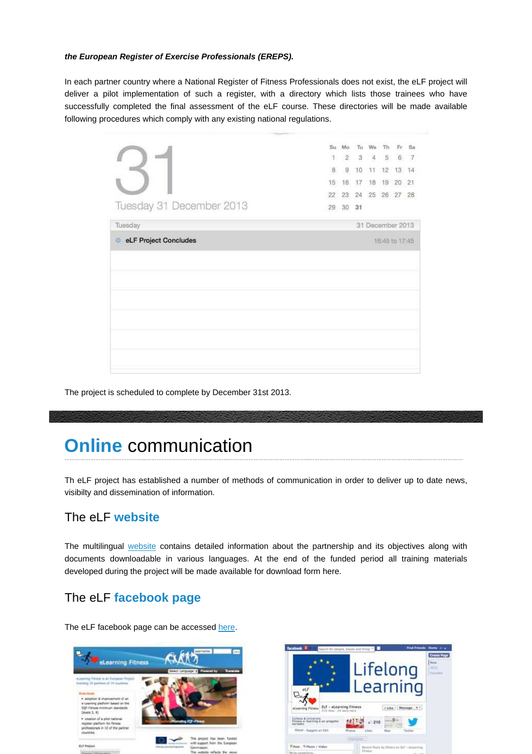***the European Register of Exercise Professionals (EREPS).***

In each partner country where a National Register of Fitness Professionals does not exist, the eLF project will deliver a pilot implementation of such a register, with a directory which lists those trainees who have successfully completed the final assessment of the eLF course. These directories will be made available following procedures which comply with any existing national regulations.

The project is scheduled to complete by December 31st 2013.

# Online communication

Th eLF project has established a number of methods of communication in order to deliver up to date news, visibilty and dissemination of information.

## The eLF website

The multilingual website contains detailed information about the partnership and its objectives along with documents downloadable in various languages. At the end of the funded period all training materials developed during the project will be made available for download form here.

## The eLF facebook page

The eLF facebook page can be accessed here.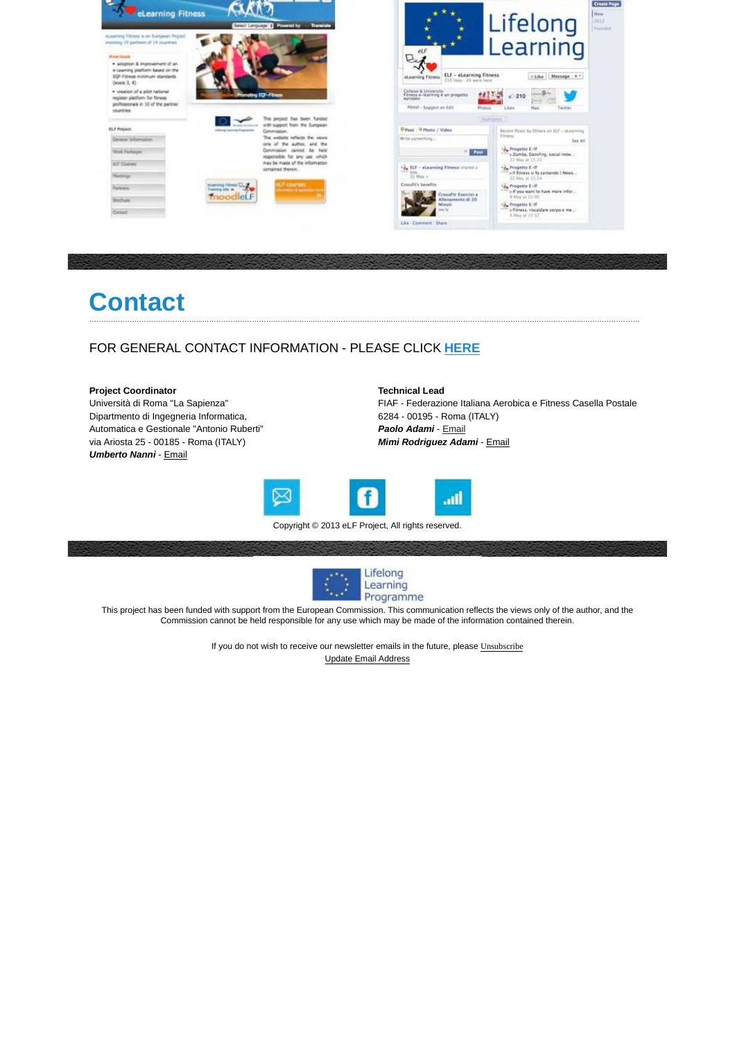# Contact

FOR GENERAL CONTACT INFORMATION - PLEASE CLICK **HERE**

**Project Coordinator**
Università di Roma "La Sapienza"
Dipartmento di Ingegneria Informatica, Automatica e Gestionale "Antonio Ruberti"
via Ariosta 25 - 00185 - Roma (ITALY)
***Umberto Nanni*** - Email

**Technical Lead**
FIAF - Federazione Italiana Aerobica e Fitness Casella Postale 6284 - 00195 - Roma (ITALY)
***Paolo Adami*** - Email
***Mimi Rodriguez Adami*** - Email

Copyright © 2013 eLF Project, All rights reserved.

Lifelong Learning Programme

This project has been funded with support from the European Commission. This communication reflects the views only of the author, and the Commission cannot be held responsible for any use which may be made of the information contained therein.

If you do not wish to receive our newsletter emails in the future, please Unsubscribe
Update Email Address